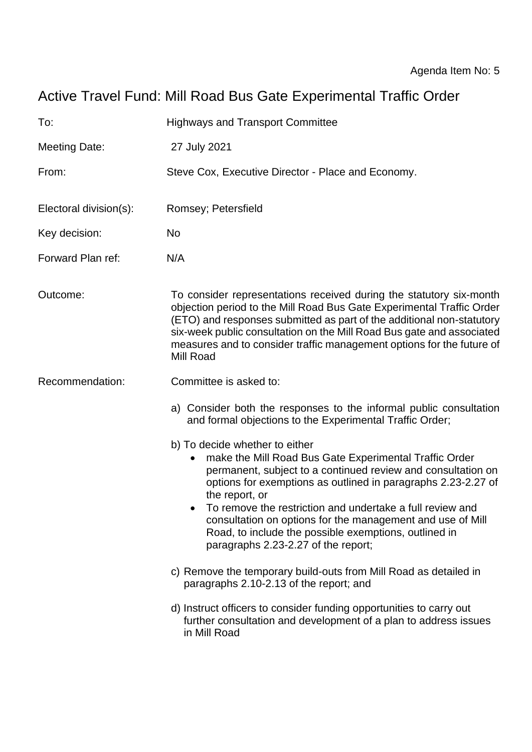Agenda Item No: 5

# Active Travel Fund: Mill Road Bus Gate Experimental Traffic Order

To: Highways and Transport Committee

Meeting Date: 27 July 2021

From: Steve Cox, Executive Director - Place and Economy.

Electoral division(s): Romsey; Petersfield

Key decision: No

Forward Plan ref: N/A

Outcome: To consider representations received during the statutory six-month objection period to the Mill Road Bus Gate Experimental Traffic Order (ETO) and responses submitted as part of the additional non-statutory six-week public consultation on the Mill Road Bus gate and associated measures and to consider traffic management options for the future of Mill Road

Recommendation: Committee is asked to:

a) Consider both the responses to the informal public consultation and formal objections to the Experimental Traffic Order;

b) To decide whether to either
   - make the Mill Road Bus Gate Experimental Traffic Order permanent, subject to a continued review and consultation on options for exemptions as outlined in paragraphs 2.23-2.27 of the report, or
   - To remove the restriction and undertake a full review and consultation on options for the management and use of Mill Road, to include the possible exemptions, outlined in paragraphs 2.23-2.27 of the report;

c) Remove the temporary build-outs from Mill Road as detailed in paragraphs 2.10-2.13 of the report; and

d) Instruct officers to consider funding opportunities to carry out further consultation and development of a plan to address issues in Mill Road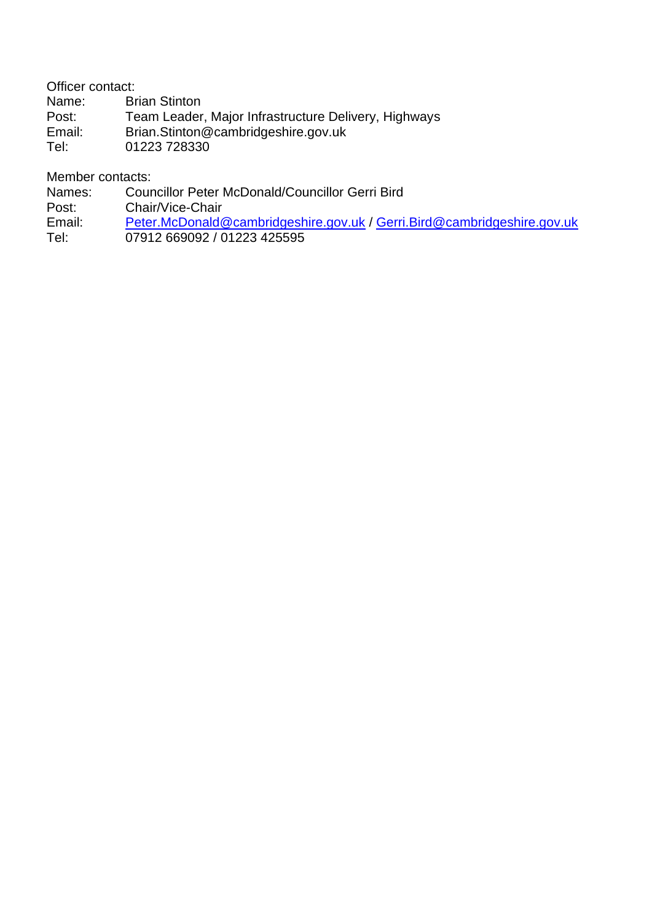Officer contact:

| | |
|---|---|
| Name: | Brian Stinton |
| Post: | Team Leader, Major Infrastructure Delivery, Highways |
| Email: | Brian.Stinton@cambridgeshire.gov.uk |
| Tel: | 01223 728330 |

Member contacts:

| | |
|---|---|
| Names: | Councillor Peter McDonald/Councillor Gerri Bird |
| Post: | Chair/Vice-Chair |
| Email: | Peter.McDonald@cambridgeshire.gov.uk / Gerri.Bird@cambridgeshire.gov.uk |
| Tel: | 07912 669092 / 01223 425595 |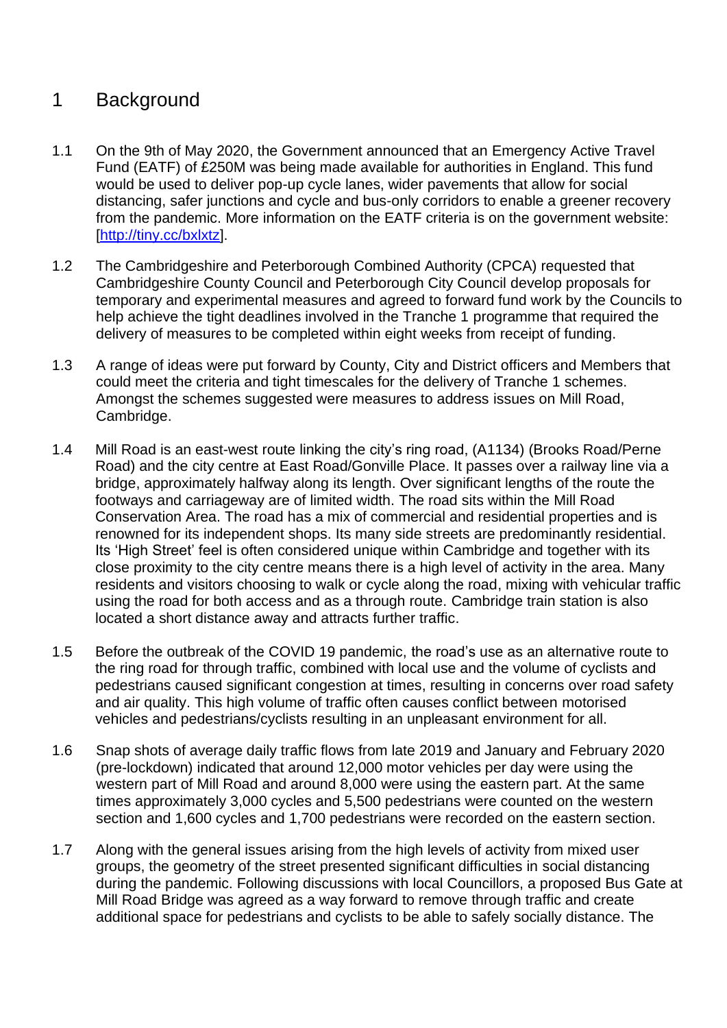# 1 Background

1.1 On the 9th of May 2020, the Government announced that an Emergency Active Travel Fund (EATF) of £250M was being made available for authorities in England. This fund would be used to deliver pop-up cycle lanes, wider pavements that allow for social distancing, safer junctions and cycle and bus-only corridors to enable a greener recovery from the pandemic. More information on the EATF criteria is on the government website: [http://tiny.cc/bxlxtz].

1.2 The Cambridgeshire and Peterborough Combined Authority (CPCA) requested that Cambridgeshire County Council and Peterborough City Council develop proposals for temporary and experimental measures and agreed to forward fund work by the Councils to help achieve the tight deadlines involved in the Tranche 1 programme that required the delivery of measures to be completed within eight weeks from receipt of funding.

1.3 A range of ideas were put forward by County, City and District officers and Members that could meet the criteria and tight timescales for the delivery of Tranche 1 schemes. Amongst the schemes suggested were measures to address issues on Mill Road, Cambridge.

1.4 Mill Road is an east-west route linking the city's ring road, (A1134) (Brooks Road/Perne Road) and the city centre at East Road/Gonville Place. It passes over a railway line via a bridge, approximately halfway along its length. Over significant lengths of the route the footways and carriageway are of limited width. The road sits within the Mill Road Conservation Area. The road has a mix of commercial and residential properties and is renowned for its independent shops. Its many side streets are predominantly residential. Its 'High Street' feel is often considered unique within Cambridge and together with its close proximity to the city centre means there is a high level of activity in the area. Many residents and visitors choosing to walk or cycle along the road, mixing with vehicular traffic using the road for both access and as a through route. Cambridge train station is also located a short distance away and attracts further traffic.

1.5 Before the outbreak of the COVID 19 pandemic, the road's use as an alternative route to the ring road for through traffic, combined with local use and the volume of cyclists and pedestrians caused significant congestion at times, resulting in concerns over road safety and air quality. This high volume of traffic often causes conflict between motorised vehicles and pedestrians/cyclists resulting in an unpleasant environment for all.

1.6 Snap shots of average daily traffic flows from late 2019 and January and February 2020 (pre-lockdown) indicated that around 12,000 motor vehicles per day were using the western part of Mill Road and around 8,000 were using the eastern part. At the same times approximately 3,000 cycles and 5,500 pedestrians were counted on the western section and 1,600 cycles and 1,700 pedestrians were recorded on the eastern section.

1.7 Along with the general issues arising from the high levels of activity from mixed user groups, the geometry of the street presented significant difficulties in social distancing during the pandemic. Following discussions with local Councillors, a proposed Bus Gate at Mill Road Bridge was agreed as a way forward to remove through traffic and create additional space for pedestrians and cyclists to be able to safely socially distance. The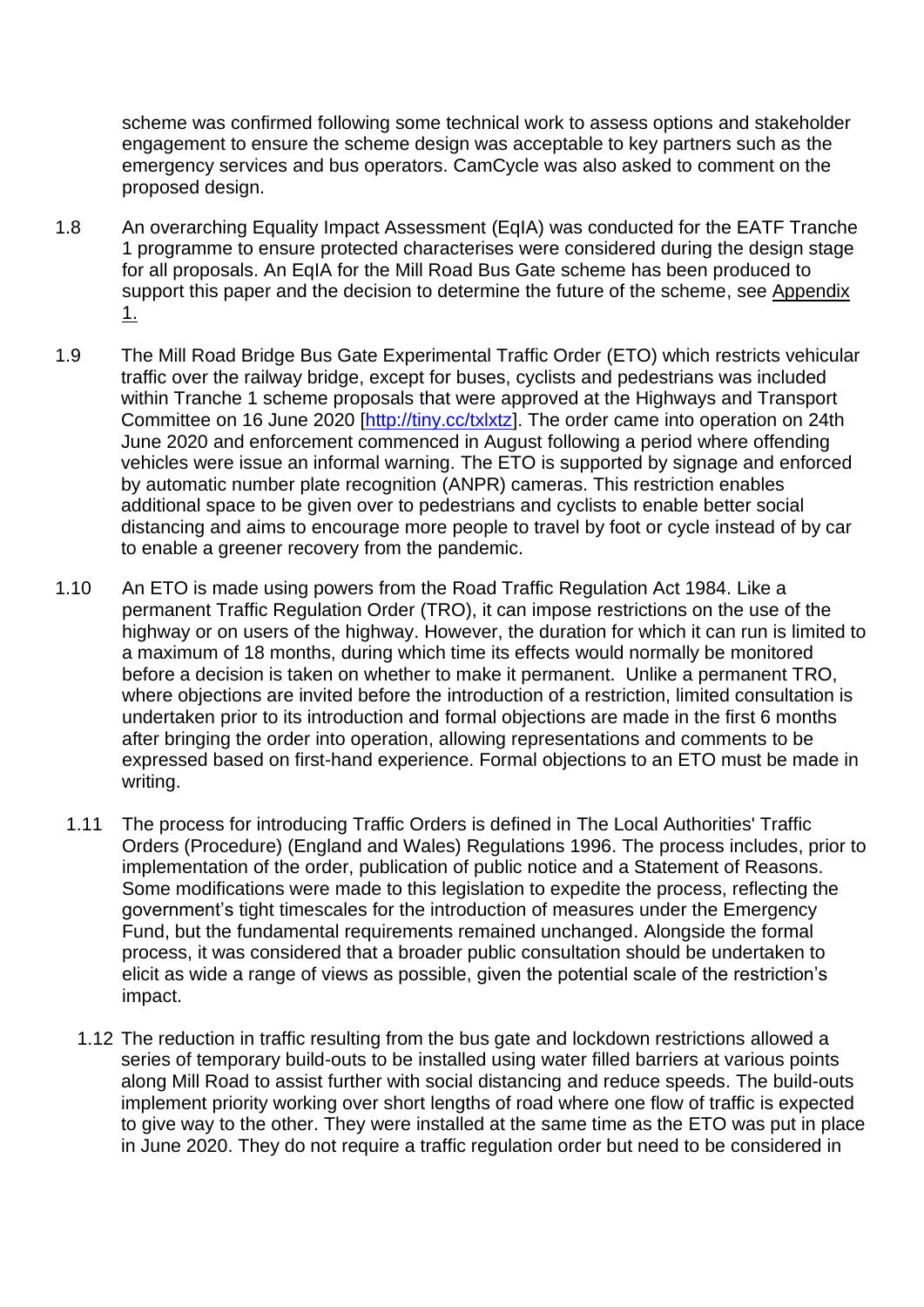scheme was confirmed following some technical work to assess options and stakeholder engagement to ensure the scheme design was acceptable to key partners such as the emergency services and bus operators. CamCycle was also asked to comment on the proposed design.

1.8 An overarching Equality Impact Assessment (EqIA) was conducted for the EATF Tranche 1 programme to ensure protected characterises were considered during the design stage for all proposals. An EqIA for the Mill Road Bus Gate scheme has been produced to support this paper and the decision to determine the future of the scheme, see Appendix 1.

1.9 The Mill Road Bridge Bus Gate Experimental Traffic Order (ETO) which restricts vehicular traffic over the railway bridge, except for buses, cyclists and pedestrians was included within Tranche 1 scheme proposals that were approved at the Highways and Transport Committee on 16 June 2020 [http://tiny.cc/txlxtz]. The order came into operation on 24th June 2020 and enforcement commenced in August following a period where offending vehicles were issue an informal warning. The ETO is supported by signage and enforced by automatic number plate recognition (ANPR) cameras. This restriction enables additional space to be given over to pedestrians and cyclists to enable better social distancing and aims to encourage more people to travel by foot or cycle instead of by car to enable a greener recovery from the pandemic.

1.10 An ETO is made using powers from the Road Traffic Regulation Act 1984. Like a permanent Traffic Regulation Order (TRO), it can impose restrictions on the use of the highway or on users of the highway. However, the duration for which it can run is limited to a maximum of 18 months, during which time its effects would normally be monitored before a decision is taken on whether to make it permanent. Unlike a permanent TRO, where objections are invited before the introduction of a restriction, limited consultation is undertaken prior to its introduction and formal objections are made in the first 6 months after bringing the order into operation, allowing representations and comments to be expressed based on first-hand experience. Formal objections to an ETO must be made in writing.

1.11 The process for introducing Traffic Orders is defined in The Local Authorities' Traffic Orders (Procedure) (England and Wales) Regulations 1996. The process includes, prior to implementation of the order, publication of public notice and a Statement of Reasons. Some modifications were made to this legislation to expedite the process, reflecting the government's tight timescales for the introduction of measures under the Emergency Fund, but the fundamental requirements remained unchanged. Alongside the formal process, it was considered that a broader public consultation should be undertaken to elicit as wide a range of views as possible, given the potential scale of the restriction's impact.

1.12 The reduction in traffic resulting from the bus gate and lockdown restrictions allowed a series of temporary build-outs to be installed using water filled barriers at various points along Mill Road to assist further with social distancing and reduce speeds. The build-outs implement priority working over short lengths of road where one flow of traffic is expected to give way to the other. They were installed at the same time as the ETO was put in place in June 2020. They do not require a traffic regulation order but need to be considered in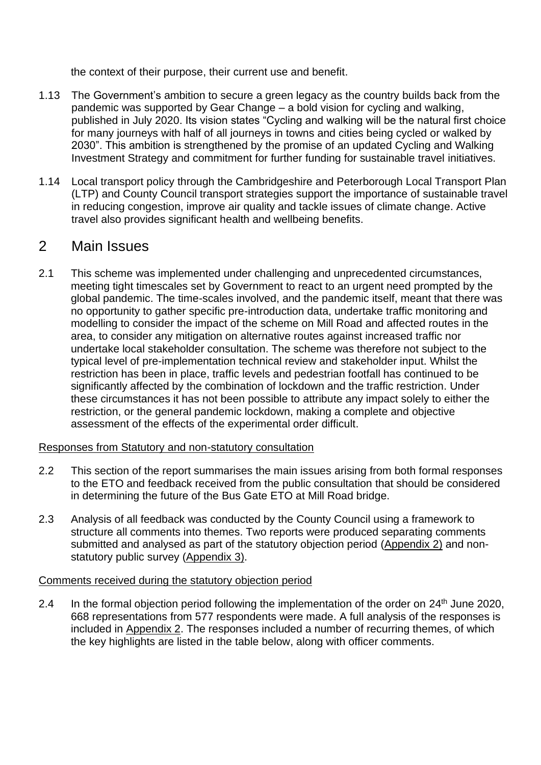the context of their purpose, their current use and benefit.

1.13 The Government's ambition to secure a green legacy as the country builds back from the pandemic was supported by Gear Change – a bold vision for cycling and walking, published in July 2020. Its vision states "Cycling and walking will be the natural first choice for many journeys with half of all journeys in towns and cities being cycled or walked by 2030". This ambition is strengthened by the promise of an updated Cycling and Walking Investment Strategy and commitment for further funding for sustainable travel initiatives.

1.14 Local transport policy through the Cambridgeshire and Peterborough Local Transport Plan (LTP) and County Council transport strategies support the importance of sustainable travel in reducing congestion, improve air quality and tackle issues of climate change. Active travel also provides significant health and wellbeing benefits.

# 2 Main Issues

2.1 This scheme was implemented under challenging and unprecedented circumstances, meeting tight timescales set by Government to react to an urgent need prompted by the global pandemic. The time-scales involved, and the pandemic itself, meant that there was no opportunity to gather specific pre-introduction data, undertake traffic monitoring and modelling to consider the impact of the scheme on Mill Road and affected routes in the area, to consider any mitigation on alternative routes against increased traffic nor undertake local stakeholder consultation. The scheme was therefore not subject to the typical level of pre-implementation technical review and stakeholder input. Whilst the restriction has been in place, traffic levels and pedestrian footfall has continued to be significantly affected by the combination of lockdown and the traffic restriction. Under these circumstances it has not been possible to attribute any impact solely to either the restriction, or the general pandemic lockdown, making a complete and objective assessment of the effects of the experimental order difficult.

<u>Responses from Statutory and non-statutory consultation</u>

2.2 This section of the report summarises the main issues arising from both formal responses to the ETO and feedback received from the public consultation that should be considered in determining the future of the Bus Gate ETO at Mill Road bridge.

2.3 Analysis of all feedback was conducted by the County Council using a framework to structure all comments into themes. Two reports were produced separating comments submitted and analysed as part of the statutory objection period (<u>Appendix 2)</u> and non-statutory public survey (<u>Appendix 3)</u>.

<u>Comments received during the statutory objection period</u>

2.4 In the formal objection period following the implementation of the order on 24th June 2020, 668 representations from 577 respondents were made. A full analysis of the responses is included in <u>Appendix 2</u>. The responses included a number of recurring themes, of which the key highlights are listed in the table below, along with officer comments.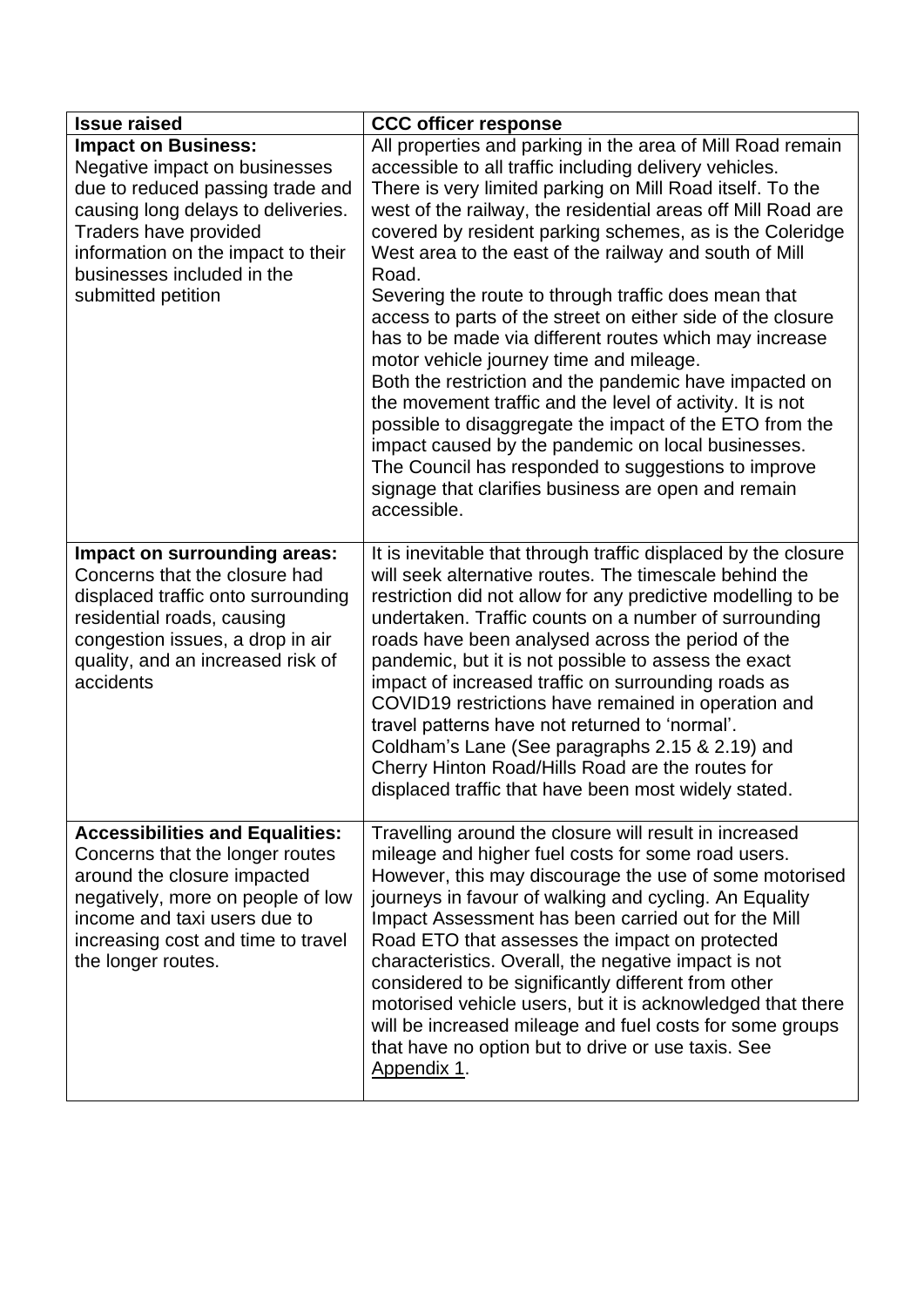| Issue raised | CCC officer response |
| --- | --- |
| **Impact on Business:** Negative impact on businesses due to reduced passing trade and causing long delays to deliveries. Traders have provided information on the impact to their businesses included in the submitted petition | All properties and parking in the area of Mill Road remain accessible to all traffic including delivery vehicles. There is very limited parking on Mill Road itself. To the west of the railway, the residential areas off Mill Road are covered by resident parking schemes, as is the Coleridge West area to the east of the railway and south of Mill Road. Severing the route to through traffic does mean that access to parts of the street on either side of the closure has to be made via different routes which may increase motor vehicle journey time and mileage. Both the restriction and the pandemic have impacted on the movement traffic and the level of activity. It is not possible to disaggregate the impact of the ETO from the impact caused by the pandemic on local businesses. The Council has responded to suggestions to improve signage that clarifies business are open and remain accessible. |
| **Impact on surrounding areas:** Concerns that the closure had displaced traffic onto surrounding residential roads, causing congestion issues, a drop in air quality, and an increased risk of accidents | It is inevitable that through traffic displaced by the closure will seek alternative routes. The timescale behind the restriction did not allow for any predictive modelling to be undertaken. Traffic counts on a number of surrounding roads have been analysed across the period of the pandemic, but it is not possible to assess the exact impact of increased traffic on surrounding roads as COVID19 restrictions have remained in operation and travel patterns have not returned to 'normal'. Coldham's Lane (See paragraphs 2.15 & 2.19) and Cherry Hinton Road/Hills Road are the routes for displaced traffic that have been most widely stated. |
| **Accessibilities and Equalities:** Concerns that the longer routes around the closure impacted negatively, more on people of low income and taxi users due to increasing cost and time to travel the longer routes. | Travelling around the closure will result in increased mileage and higher fuel costs for some road users. However, this may discourage the use of some motorised journeys in favour of walking and cycling. An Equality Impact Assessment has been carried out for the Mill Road ETO that assesses the impact on protected characteristics. Overall, the negative impact is not considered to be significantly different from other motorised vehicle users, but it is acknowledged that there will be increased mileage and fuel costs for some groups that have no option but to drive or use taxis. See Appendix 1. |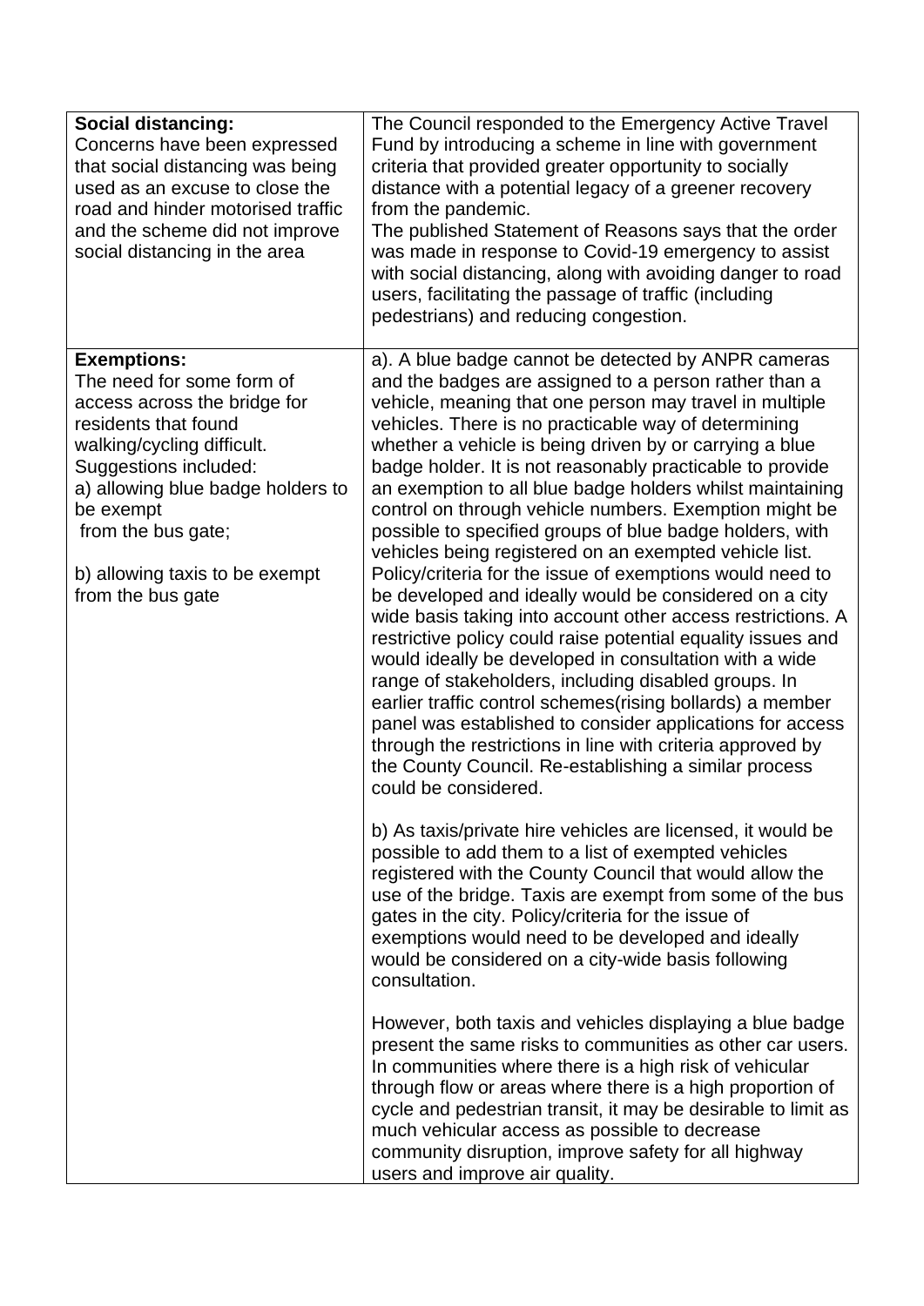| | |
|---|---|
| **Social distancing:**<br>Concerns have been expressed that social distancing was being used as an excuse to close the road and hinder motorised traffic and the scheme did not improve social distancing in the area | The Council responded to the Emergency Active Travel Fund by introducing a scheme in line with government criteria that provided greater opportunity to socially distance with a potential legacy of a greener recovery from the pandemic.<br>The published Statement of Reasons says that the order was made in response to Covid-19 emergency to assist with social distancing, along with avoiding danger to road users, facilitating the passage of traffic (including pedestrians) and reducing congestion. |
| **Exemptions:**<br>The need for some form of access across the bridge for residents that found walking/cycling difficult.<br>Suggestions included:<br>a) allowing blue badge holders to be exempt from the bus gate;<br><br>b) allowing taxis to be exempt from the bus gate | a). A blue badge cannot be detected by ANPR cameras and the badges are assigned to a person rather than a vehicle, meaning that one person may travel in multiple vehicles. There is no practicable way of determining whether a vehicle is being driven by or carrying a blue badge holder. It is not reasonably practicable to provide an exemption to all blue badge holders whilst maintaining control on through vehicle numbers. Exemption might be possible to specified groups of blue badge holders, with vehicles being registered on an exempted vehicle list. Policy/criteria for the issue of exemptions would need to be developed and ideally would be considered on a city wide basis taking into account other access restrictions. A restrictive policy could raise potential equality issues and would ideally be developed in consultation with a wide range of stakeholders, including disabled groups. In earlier traffic control schemes(rising bollards) a member panel was established to consider applications for access through the restrictions in line with criteria approved by the County Council. Re-establishing a similar process could be considered.<br><br>b) As taxis/private hire vehicles are licensed, it would be possible to add them to a list of exempted vehicles registered with the County Council that would allow the use of the bridge. Taxis are exempt from some of the bus gates in the city. Policy/criteria for the issue of exemptions would need to be developed and ideally would be considered on a city-wide basis following consultation.<br><br>However, both taxis and vehicles displaying a blue badge present the same risks to communities as other car users. In communities where there is a high risk of vehicular through flow or areas where there is a high proportion of cycle and pedestrian transit, it may be desirable to limit as much vehicular access as possible to decrease community disruption, improve safety for all highway users and improve air quality. |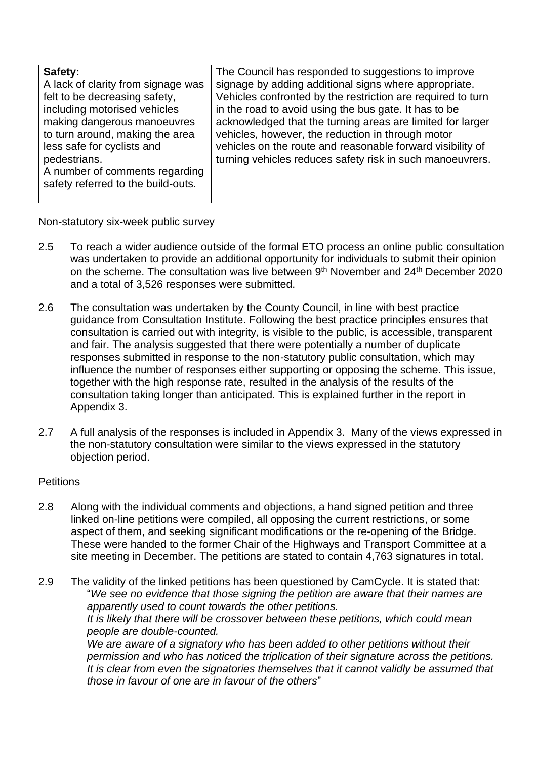| **Safety:**<br>A lack of clarity from signage was felt to be decreasing safety, including motorised vehicles making dangerous manoeuvres to turn around, making the area less safe for cyclists and pedestrians.<br>A number of comments regarding safety referred to the build-outs. | The Council has responded to suggestions to improve signage by adding additional signs where appropriate. Vehicles confronted by the restriction are required to turn in the road to avoid using the bus gate. It has to be acknowledged that the turning areas are limited for larger vehicles, however, the reduction in through motor vehicles on the route and reasonable forward visibility of turning vehicles reduces safety risk in such manoeuvrers. |
|---|---|

Non-statutory six-week public survey

2.5 To reach a wider audience outside of the formal ETO process an online public consultation was undertaken to provide an additional opportunity for individuals to submit their opinion on the scheme. The consultation was live between 9th November and 24th December 2020 and a total of 3,526 responses were submitted.

2.6 The consultation was undertaken by the County Council, in line with best practice guidance from Consultation Institute. Following the best practice principles ensures that consultation is carried out with integrity, is visible to the public, is accessible, transparent and fair. The analysis suggested that there were potentially a number of duplicate responses submitted in response to the non-statutory public consultation, which may influence the number of responses either supporting or opposing the scheme. This issue, together with the high response rate, resulted in the analysis of the results of the consultation taking longer than anticipated. This is explained further in the report in Appendix 3.

2.7 A full analysis of the responses is included in Appendix 3. Many of the views expressed in the non-statutory consultation were similar to the views expressed in the statutory objection period.

Petitions

2.8 Along with the individual comments and objections, a hand signed petition and three linked on-line petitions were compiled, all opposing the current restrictions, or some aspect of them, and seeking significant modifications or the re-opening of the Bridge. These were handed to the former Chair of the Highways and Transport Committee at a site meeting in December. The petitions are stated to contain 4,763 signatures in total.

2.9 The validity of the linked petitions has been questioned by CamCycle. It is stated that:
"*We see no evidence that those signing the petition are aware that their names are apparently used to count towards the other petitions.*
*It is likely that there will be crossover between these petitions, which could mean people are double-counted.*
*We are aware of a signatory who has been added to other petitions without their permission and who has noticed the triplication of their signature across the petitions. It is clear from even the signatories themselves that it cannot validly be assumed that those in favour of one are in favour of the others*"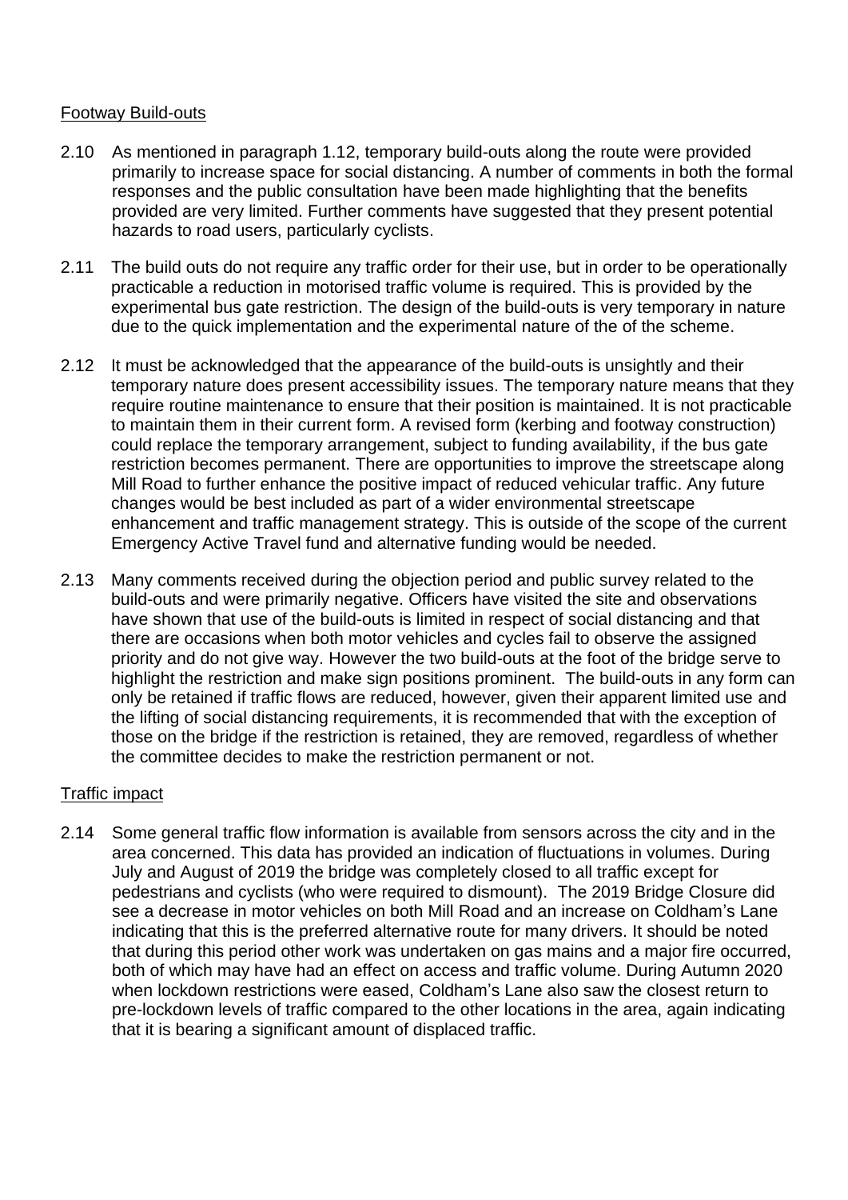Footway Build-outs

2.10 As mentioned in paragraph 1.12, temporary build-outs along the route were provided primarily to increase space for social distancing. A number of comments in both the formal responses and the public consultation have been made highlighting that the benefits provided are very limited. Further comments have suggested that they present potential hazards to road users, particularly cyclists.

2.11 The build outs do not require any traffic order for their use, but in order to be operationally practicable a reduction in motorised traffic volume is required. This is provided by the experimental bus gate restriction. The design of the build-outs is very temporary in nature due to the quick implementation and the experimental nature of the of the scheme.

2.12 It must be acknowledged that the appearance of the build-outs is unsightly and their temporary nature does present accessibility issues. The temporary nature means that they require routine maintenance to ensure that their position is maintained. It is not practicable to maintain them in their current form. A revised form (kerbing and footway construction) could replace the temporary arrangement, subject to funding availability, if the bus gate restriction becomes permanent. There are opportunities to improve the streetscape along Mill Road to further enhance the positive impact of reduced vehicular traffic. Any future changes would be best included as part of a wider environmental streetscape enhancement and traffic management strategy. This is outside of the scope of the current Emergency Active Travel fund and alternative funding would be needed.

2.13 Many comments received during the objection period and public survey related to the build-outs and were primarily negative. Officers have visited the site and observations have shown that use of the build-outs is limited in respect of social distancing and that there are occasions when both motor vehicles and cycles fail to observe the assigned priority and do not give way. However the two build-outs at the foot of the bridge serve to highlight the restriction and make sign positions prominent. The build-outs in any form can only be retained if traffic flows are reduced, however, given their apparent limited use and the lifting of social distancing requirements, it is recommended that with the exception of those on the bridge if the restriction is retained, they are removed, regardless of whether the committee decides to make the restriction permanent or not.

Traffic impact

2.14 Some general traffic flow information is available from sensors across the city and in the area concerned. This data has provided an indication of fluctuations in volumes. During July and August of 2019 the bridge was completely closed to all traffic except for pedestrians and cyclists (who were required to dismount). The 2019 Bridge Closure did see a decrease in motor vehicles on both Mill Road and an increase on Coldham's Lane indicating that this is the preferred alternative route for many drivers. It should be noted that during this period other work was undertaken on gas mains and a major fire occurred, both of which may have had an effect on access and traffic volume. During Autumn 2020 when lockdown restrictions were eased, Coldham's Lane also saw the closest return to pre-lockdown levels of traffic compared to the other locations in the area, again indicating that it is bearing a significant amount of displaced traffic.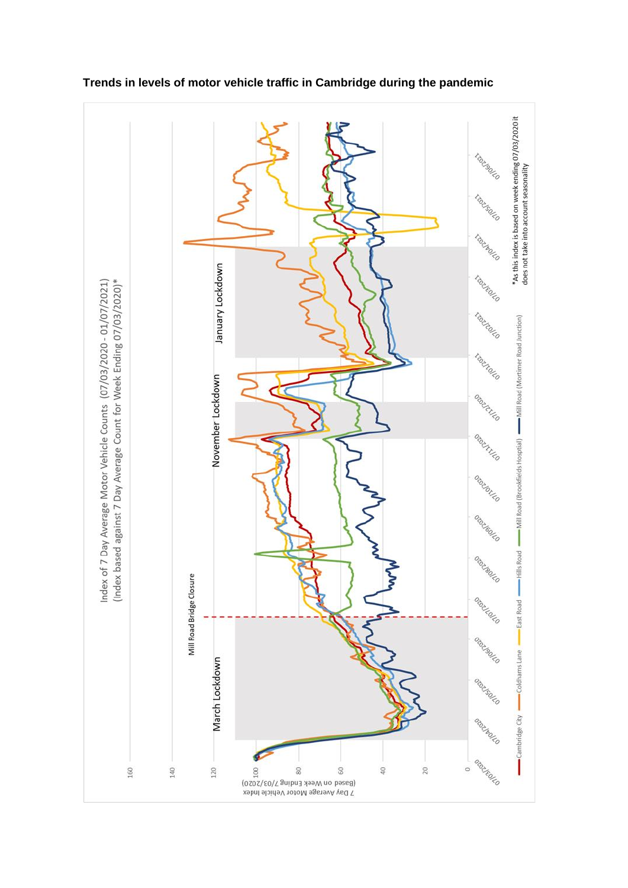**Trends in levels of motor vehicle traffic in Cambridge during the pandemic**

Index of 7 Day Average Motor Vehicle Counts (07/03/2020 - 01/07/2021)
(Index based against 7 Day Average Count for Week Ending 07/03/2020)*

March Lockdown

Mill Road Bridge Closure

November Lockdown

January Lockdown

7 Day Average Motor Vehicle Index (Based on Week Ending 7/03/2020)

0, 20, 40, 60, 80, 100, 120, 140, 160

07/03/2020, 07/04/2020, 07/05/2020, 07/06/2020, 07/07/2020, 07/08/2020, 07/09/2020, 07/10/2020, 07/11/2020, 07/12/2020, 07/01/2021, 07/02/2021, 07/03/2021, 07/04/2021, 07/05/2021, 07/06/2021

Cambridge City — Coldhams Lane — East Road — Hills Road — Mill Road (Brookfields Hospital) — Mill Road (Mortimer Road Junction)

*As this index is based on week ending 07/03/2020 it does not take into account seasonality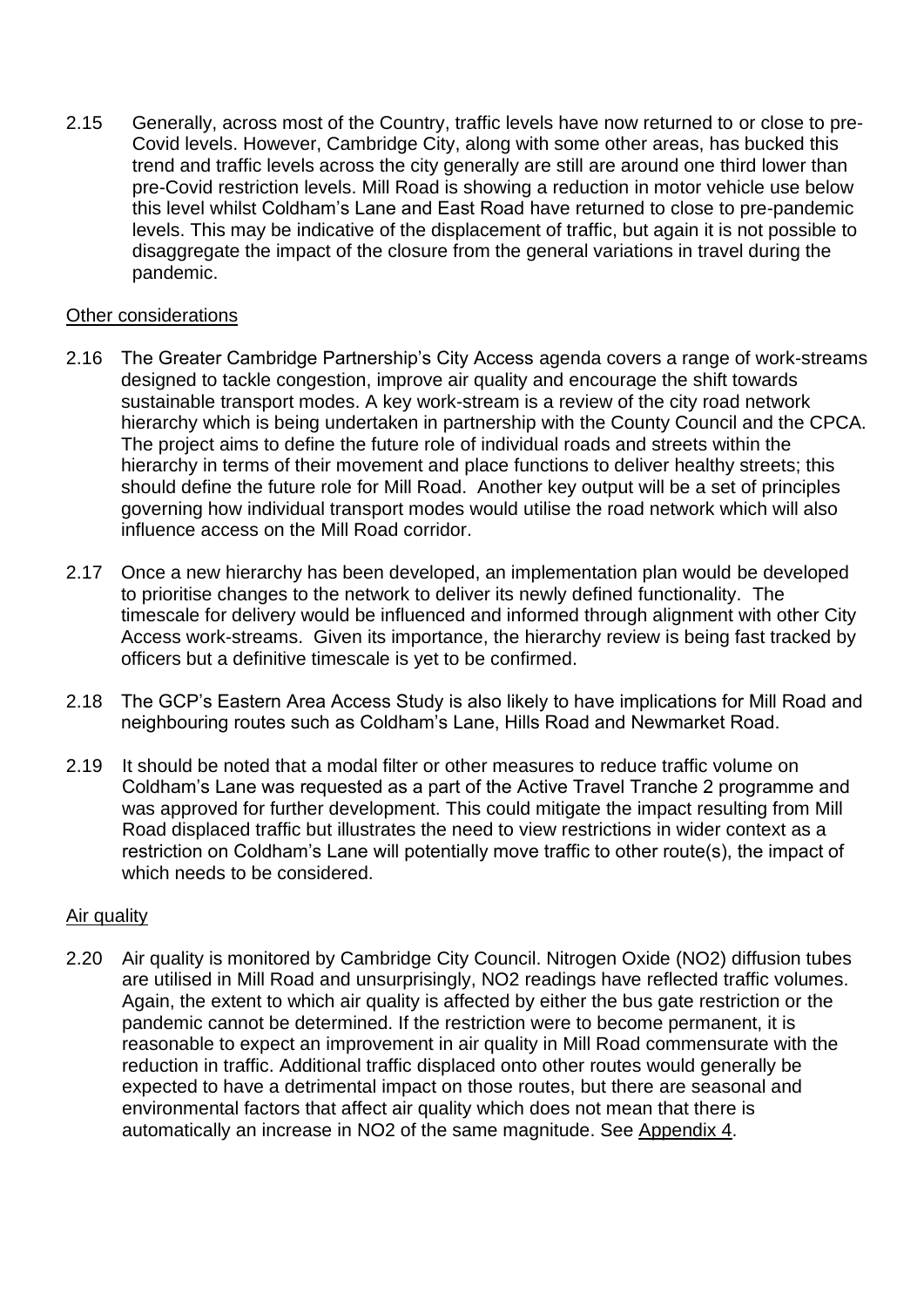2.15 Generally, across most of the Country, traffic levels have now returned to or close to pre-Covid levels. However, Cambridge City, along with some other areas, has bucked this trend and traffic levels across the city generally are still are around one third lower than pre-Covid restriction levels. Mill Road is showing a reduction in motor vehicle use below this level whilst Coldham's Lane and East Road have returned to close to pre-pandemic levels. This may be indicative of the displacement of traffic, but again it is not possible to disaggregate the impact of the closure from the general variations in travel during the pandemic.

Other considerations

2.16 The Greater Cambridge Partnership's City Access agenda covers a range of work-streams designed to tackle congestion, improve air quality and encourage the shift towards sustainable transport modes. A key work-stream is a review of the city road network hierarchy which is being undertaken in partnership with the County Council and the CPCA. The project aims to define the future role of individual roads and streets within the hierarchy in terms of their movement and place functions to deliver healthy streets; this should define the future role for Mill Road. Another key output will be a set of principles governing how individual transport modes would utilise the road network which will also influence access on the Mill Road corridor.

2.17 Once a new hierarchy has been developed, an implementation plan would be developed to prioritise changes to the network to deliver its newly defined functionality. The timescale for delivery would be influenced and informed through alignment with other City Access work-streams. Given its importance, the hierarchy review is being fast tracked by officers but a definitive timescale is yet to be confirmed.

2.18 The GCP's Eastern Area Access Study is also likely to have implications for Mill Road and neighbouring routes such as Coldham's Lane, Hills Road and Newmarket Road.

2.19 It should be noted that a modal filter or other measures to reduce traffic volume on Coldham's Lane was requested as a part of the Active Travel Tranche 2 programme and was approved for further development. This could mitigate the impact resulting from Mill Road displaced traffic but illustrates the need to view restrictions in wider context as a restriction on Coldham's Lane will potentially move traffic to other route(s), the impact of which needs to be considered.

Air quality

2.20 Air quality is monitored by Cambridge City Council. Nitrogen Oxide ($NO_2$) diffusion tubes are utilised in Mill Road and unsurprisingly, $NO_2$ readings have reflected traffic volumes. Again, the extent to which air quality is affected by either the bus gate restriction or the pandemic cannot be determined. If the restriction were to become permanent, it is reasonable to expect an improvement in air quality in Mill Road commensurate with the reduction in traffic. Additional traffic displaced onto other routes would generally be expected to have a detrimental impact on those routes, but there are seasonal and environmental factors that affect air quality which does not mean that there is automatically an increase in $NO_2$ of the same magnitude. See Appendix 4.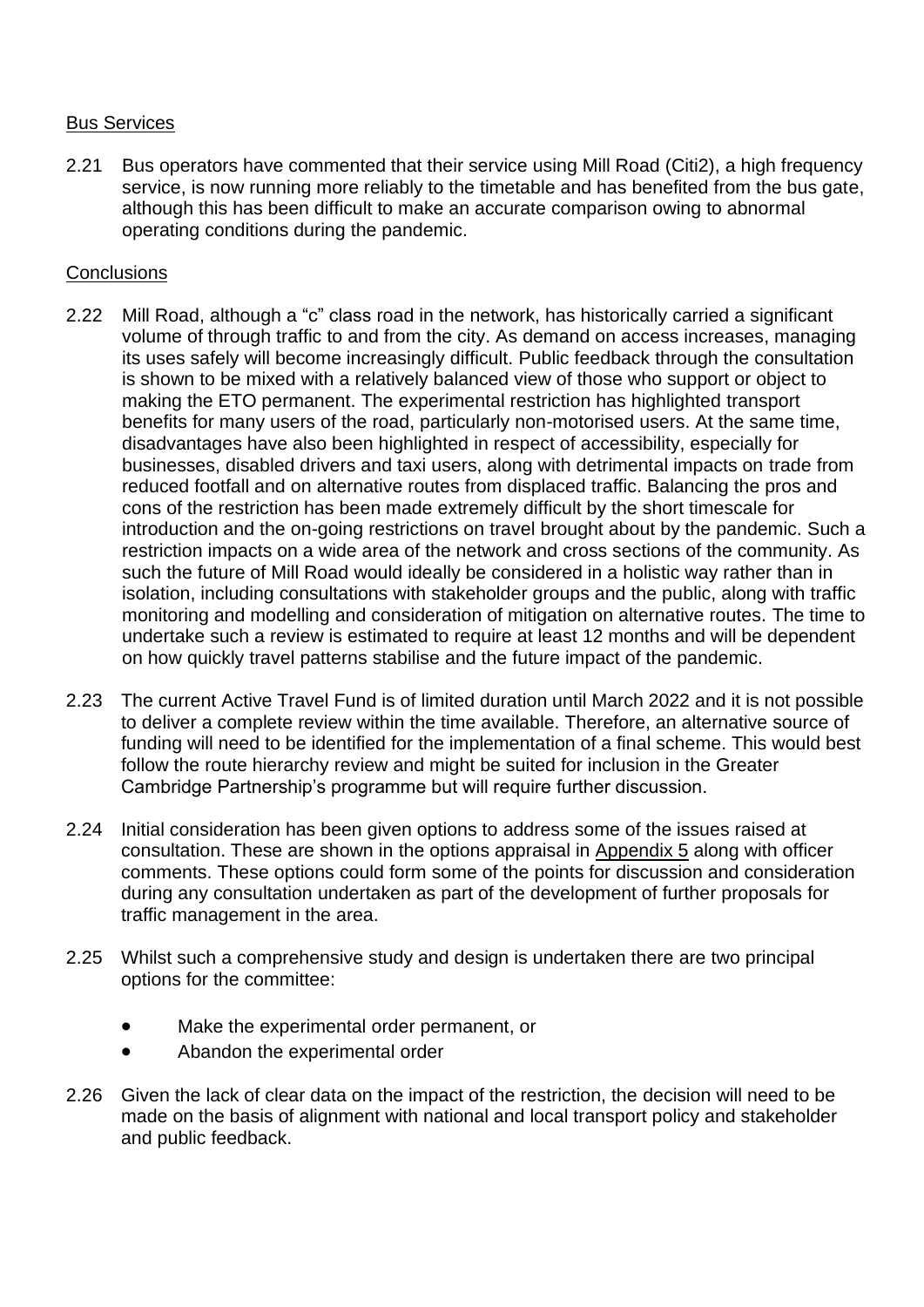Bus Services

2.21 Bus operators have commented that their service using Mill Road (Citi2), a high frequency service, is now running more reliably to the timetable and has benefited from the bus gate, although this has been difficult to make an accurate comparison owing to abnormal operating conditions during the pandemic.

Conclusions

2.22 Mill Road, although a "c" class road in the network, has historically carried a significant volume of through traffic to and from the city. As demand on access increases, managing its uses safely will become increasingly difficult. Public feedback through the consultation is shown to be mixed with a relatively balanced view of those who support or object to making the ETO permanent. The experimental restriction has highlighted transport benefits for many users of the road, particularly non-motorised users. At the same time, disadvantages have also been highlighted in respect of accessibility, especially for businesses, disabled drivers and taxi users, along with detrimental impacts on trade from reduced footfall and on alternative routes from displaced traffic. Balancing the pros and cons of the restriction has been made extremely difficult by the short timescale for introduction and the on-going restrictions on travel brought about by the pandemic. Such a restriction impacts on a wide area of the network and cross sections of the community. As such the future of Mill Road would ideally be considered in a holistic way rather than in isolation, including consultations with stakeholder groups and the public, along with traffic monitoring and modelling and consideration of mitigation on alternative routes. The time to undertake such a review is estimated to require at least 12 months and will be dependent on how quickly travel patterns stabilise and the future impact of the pandemic.

2.23 The current Active Travel Fund is of limited duration until March 2022 and it is not possible to deliver a complete review within the time available. Therefore, an alternative source of funding will need to be identified for the implementation of a final scheme. This would best follow the route hierarchy review and might be suited for inclusion in the Greater Cambridge Partnership's programme but will require further discussion.

2.24 Initial consideration has been given options to address some of the issues raised at consultation. These are shown in the options appraisal in Appendix 5 along with officer comments. These options could form some of the points for discussion and consideration during any consultation undertaken as part of the development of further proposals for traffic management in the area.

2.25 Whilst such a comprehensive study and design is undertaken there are two principal options for the committee:

- Make the experimental order permanent, or
- Abandon the experimental order

2.26 Given the lack of clear data on the impact of the restriction, the decision will need to be made on the basis of alignment with national and local transport policy and stakeholder and public feedback.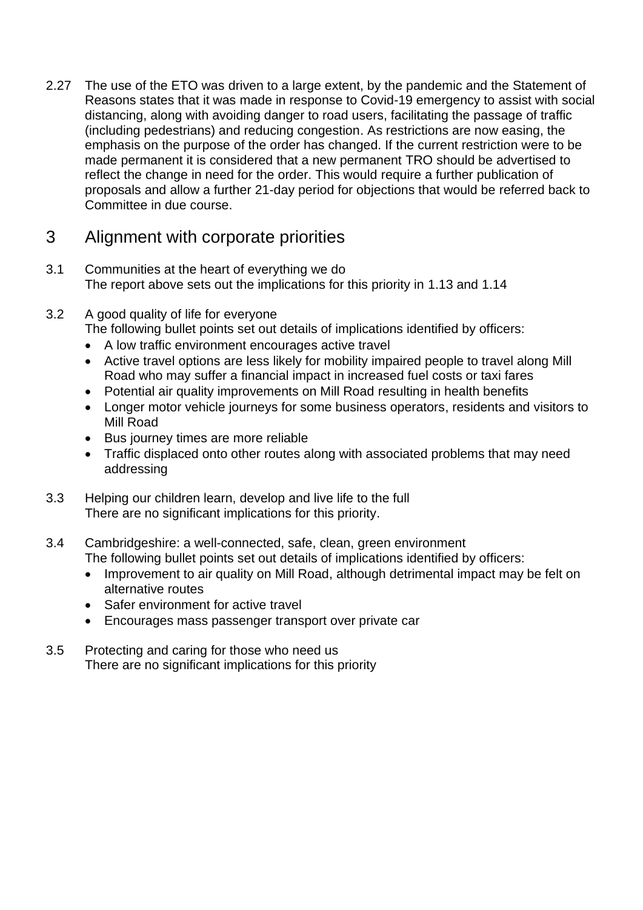2.27 The use of the ETO was driven to a large extent, by the pandemic and the Statement of Reasons states that it was made in response to Covid-19 emergency to assist with social distancing, along with avoiding danger to road users, facilitating the passage of traffic (including pedestrians) and reducing congestion. As restrictions are now easing, the emphasis on the purpose of the order has changed. If the current restriction were to be made permanent it is considered that a new permanent TRO should be advertised to reflect the change in need for the order. This would require a further publication of proposals and allow a further 21-day period for objections that would be referred back to Committee in due course.

## 3 Alignment with corporate priorities

3.1 Communities at the heart of everything we do
The report above sets out the implications for this priority in 1.13 and 1.14

3.2 A good quality of life for everyone
The following bullet points set out details of implications identified by officers:

- A low traffic environment encourages active travel
- Active travel options are less likely for mobility impaired people to travel along Mill Road who may suffer a financial impact in increased fuel costs or taxi fares
- Potential air quality improvements on Mill Road resulting in health benefits
- Longer motor vehicle journeys for some business operators, residents and visitors to Mill Road
- Bus journey times are more reliable
- Traffic displaced onto other routes along with associated problems that may need addressing

3.3 Helping our children learn, develop and live life to the full
There are no significant implications for this priority.

3.4 Cambridgeshire: a well-connected, safe, clean, green environment
The following bullet points set out details of implications identified by officers:

- Improvement to air quality on Mill Road, although detrimental impact may be felt on alternative routes
- Safer environment for active travel
- Encourages mass passenger transport over private car

3.5 Protecting and caring for those who need us
There are no significant implications for this priority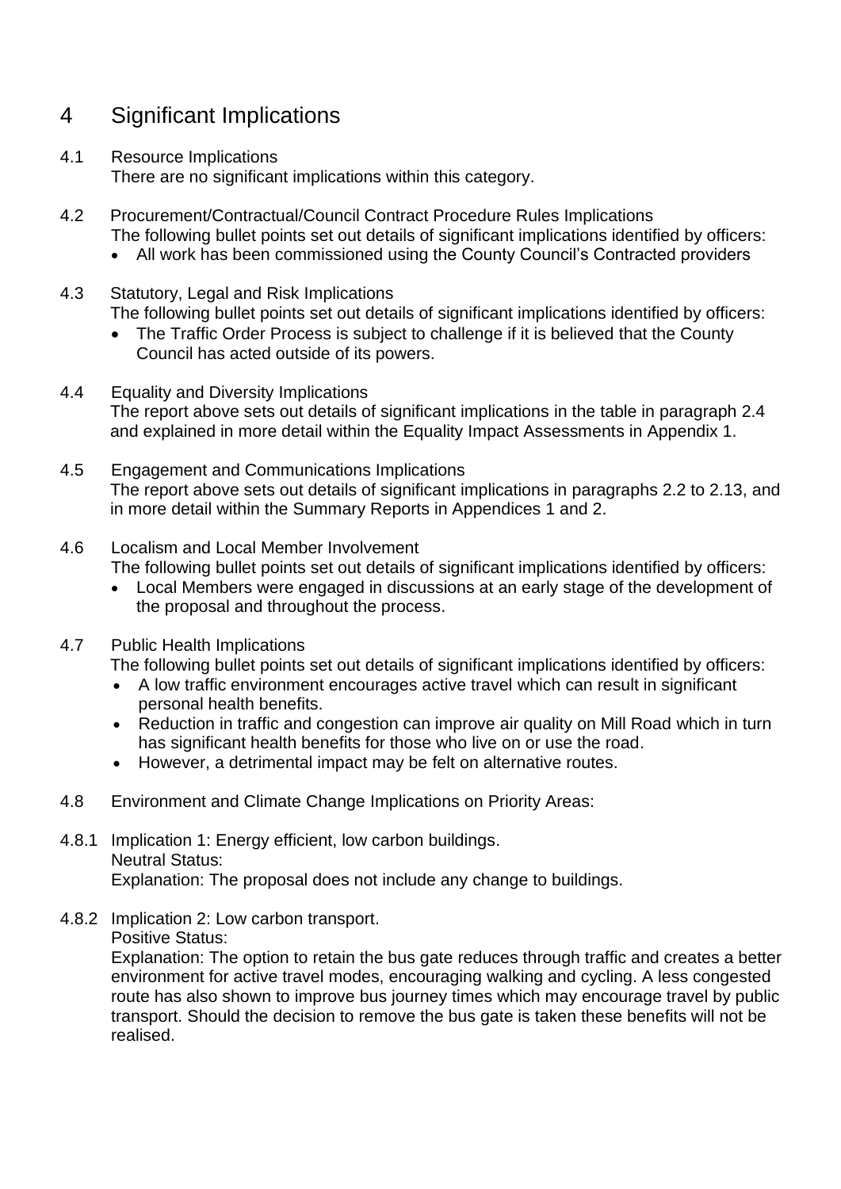# 4 Significant Implications

4.1 Resource Implications

There are no significant implications within this category.

4.2 Procurement/Contractual/Council Contract Procedure Rules Implications

The following bullet points set out details of significant implications identified by officers:

- All work has been commissioned using the County Council's Contracted providers

4.3 Statutory, Legal and Risk Implications

The following bullet points set out details of significant implications identified by officers:

- The Traffic Order Process is subject to challenge if it is believed that the County Council has acted outside of its powers.

4.4 Equality and Diversity Implications

The report above sets out details of significant implications in the table in paragraph 2.4 and explained in more detail within the Equality Impact Assessments in Appendix 1.

4.5 Engagement and Communications Implications

The report above sets out details of significant implications in paragraphs 2.2 to 2.13, and in more detail within the Summary Reports in Appendices 1 and 2.

4.6 Localism and Local Member Involvement

The following bullet points set out details of significant implications identified by officers:

- Local Members were engaged in discussions at an early stage of the development of the proposal and throughout the process.

4.7 Public Health Implications

The following bullet points set out details of significant implications identified by officers:

- A low traffic environment encourages active travel which can result in significant personal health benefits.
- Reduction in traffic and congestion can improve air quality on Mill Road which in turn has significant health benefits for those who live on or use the road.
- However, a detrimental impact may be felt on alternative routes.

4.8 Environment and Climate Change Implications on Priority Areas:

4.8.1 Implication 1: Energy efficient, low carbon buildings.

Neutral Status:

Explanation: The proposal does not include any change to buildings.

4.8.2 Implication 2: Low carbon transport.

Positive Status:

Explanation: The option to retain the bus gate reduces through traffic and creates a better environment for active travel modes, encouraging walking and cycling. A less congested route has also shown to improve bus journey times which may encourage travel by public transport. Should the decision to remove the bus gate is taken these benefits will not be realised.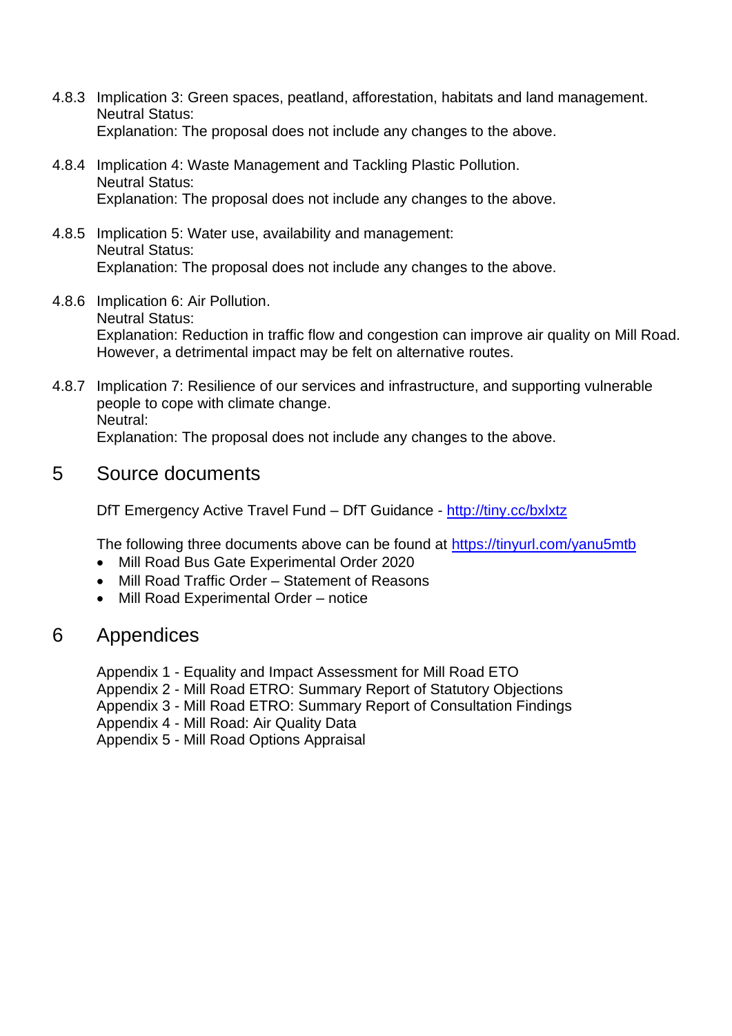4.8.3 Implication 3: Green spaces, peatland, afforestation, habitats and land management.
Neutral Status:
Explanation: The proposal does not include any changes to the above.

4.8.4 Implication 4: Waste Management and Tackling Plastic Pollution.
Neutral Status:
Explanation: The proposal does not include any changes to the above.

4.8.5 Implication 5: Water use, availability and management:
Neutral Status:
Explanation: The proposal does not include any changes to the above.

4.8.6 Implication 6: Air Pollution.
Neutral Status:
Explanation: Reduction in traffic flow and congestion can improve air quality on Mill Road. However, a detrimental impact may be felt on alternative routes.

4.8.7 Implication 7: Resilience of our services and infrastructure, and supporting vulnerable people to cope with climate change.
Neutral:
Explanation: The proposal does not include any changes to the above.

# 5 Source documents

DfT Emergency Active Travel Fund – DfT Guidance - [http://tiny.cc/bxlxtz](http://tiny.cc/bxlxtz)

The following three documents above can be found at [https://tinyurl.com/yanu5mtb](https://tinyurl.com/yanu5mtb)

- Mill Road Bus Gate Experimental Order 2020
- Mill Road Traffic Order – Statement of Reasons
- Mill Road Experimental Order – notice

# 6 Appendices

Appendix 1 - Equality and Impact Assessment for Mill Road ETO
Appendix 2 - Mill Road ETRO: Summary Report of Statutory Objections
Appendix 3 - Mill Road ETRO: Summary Report of Consultation Findings
Appendix 4 - Mill Road: Air Quality Data
Appendix 5 - Mill Road Options Appraisal